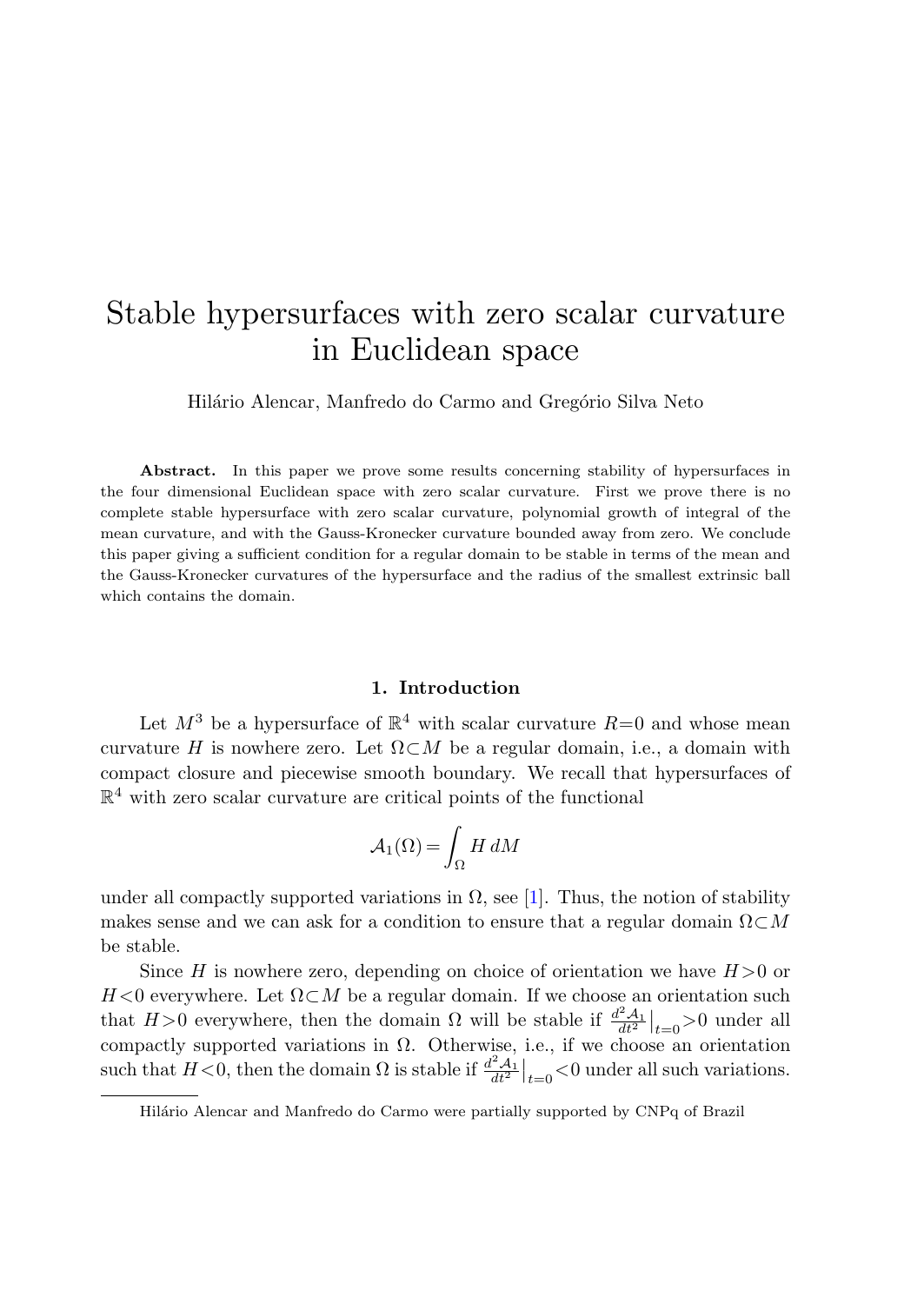# Stable hypersurfaces with zero scalar curvature in Euclidean space

Hilário Alencar, Manfredo do Carmo and Gregório Silva Neto

**Abstract.** In this paper we prove some results concerning stability of hypersurfaces in the four dimensional Euclidean space with zero scalar curvature. First we prove there is no complete stable hypersurface with zero scalar curvature, polynomial growth of integral of the mean curvature, and with the Gauss-Kronecker curvature bounded away from zero. We conclude this paper giving a sufficient condition for a regular domain to be stable in terms of the mean and the Gauss-Kronecker curvatures of the hypersurface and the radius of the smallest extrinsic ball which contains the domain.

## 1. Introduction

Let $M^3$ be a hypersurface of $\mathbb{R}^4$ with scalar curvature $R=0$ and whose mean curvature $H$ is nowhere zero. Let $\Omega\subset M$ be a regular domain, i.e., a domain with compact closure and piecewise smooth boundary. We recall that hypersurfaces of $\mathbb{R}^4$ with zero scalar curvature are critical points of the functional

$$\mathcal{A}_1(\Omega)=\int_\Omega H\,dM$$

under all compactly supported variations in $\Omega$, see [1]. Thus, the notion of stability makes sense and we can ask for a condition to ensure that a regular domain $\Omega\subset M$ be stable.

Since $H$ is nowhere zero, depending on choice of orientation we have $H>0$ or $H<0$ everywhere. Let $\Omega\subset M$ be a regular domain. If we choose an orientation such that $H>0$ everywhere, then the domain $\Omega$ will be stable if $\frac{d^2\mathcal{A}_1}{dt^2}\big|_{t=0}>0$ under all compactly supported variations in $\Omega$. Otherwise, i.e., if we choose an orientation such that $H<0$, then the domain $\Omega$ is stable if $\frac{d^2\mathcal{A}_1}{dt^2}\big|_{t=0}<0$ under all such variations.

Hilário Alencar and Manfredo do Carmo were partially supported by CNPq of Brazil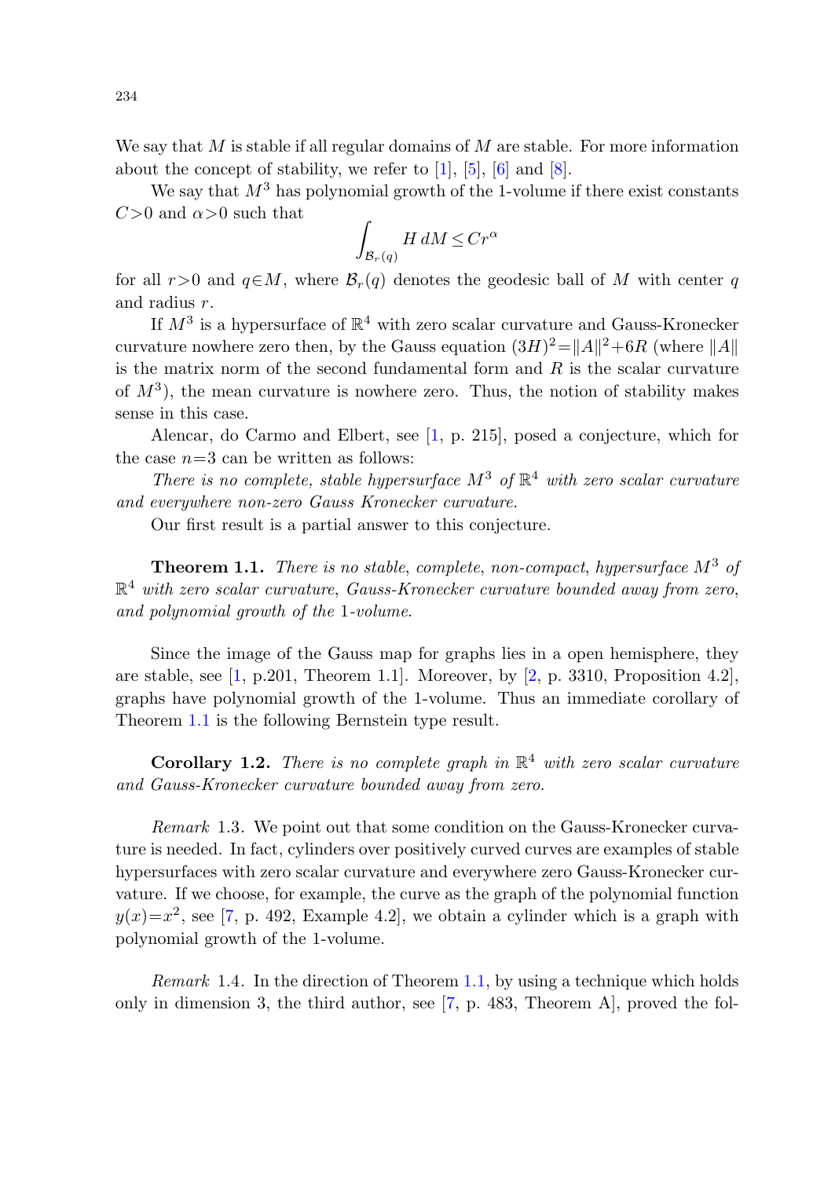We say that $M$ is stable if all regular domains of $M$ are stable. For more information about the concept of stability, we refer to [1], [5], [6] and [8].

We say that $M^3$ has polynomial growth of the 1-volume if there exist constants $C>0$ and $\alpha>0$ such that

$$\int_{\mathcal{B}_r(q)} H\,dM \le Cr^{\alpha}$$

for all $r>0$ and $q\in M$, where $\mathcal{B}_r(q)$ denotes the geodesic ball of $M$ with center $q$ and radius $r$.

If $M^3$ is a hypersurface of $\mathbb{R}^4$ with zero scalar curvature and Gauss-Kronecker curvature nowhere zero then, by the Gauss equation $(3H)^2=\|A\|^2+6R$ (where $\|A\|$ is the matrix norm of the second fundamental form and $R$ is the scalar curvature of $M^3$), the mean curvature is nowhere zero. Thus, the notion of stability makes sense in this case.

Alencar, do Carmo and Elbert, see [1, p. 215], posed a conjecture, which for the case $n=3$ can be written as follows:

*There is no complete, stable hypersurface $M^3$ of $\mathbb{R}^4$ with zero scalar curvature and everywhere non-zero Gauss Kronecker curvature.*

Our first result is a partial answer to this conjecture.

**Theorem 1.1.** *There is no stable, complete, non-compact, hypersurface $M^3$ of $\mathbb{R}^4$ with zero scalar curvature, Gauss-Kronecker curvature bounded away from zero, and polynomial growth of the 1-volume.*

Since the image of the Gauss map for graphs lies in a open hemisphere, they are stable, see [1, p.201, Theorem 1.1]. Moreover, by [2, p. 3310, Proposition 4.2], graphs have polynomial growth of the 1-volume. Thus an immediate corollary of Theorem 1.1 is the following Bernstein type result.

**Corollary 1.2.** *There is no complete graph in $\mathbb{R}^4$ with zero scalar curvature and Gauss-Kronecker curvature bounded away from zero.*

*Remark* 1.3. We point out that some condition on the Gauss-Kronecker curvature is needed. In fact, cylinders over positively curved curves are examples of stable hypersurfaces with zero scalar curvature and everywhere zero Gauss-Kronecker curvature. If we choose, for example, the curve as the graph of the polynomial function $y(x)=x^2$, see [7, p. 492, Example 4.2], we obtain a cylinder which is a graph with polynomial growth of the 1-volume.

*Remark* 1.4. In the direction of Theorem 1.1, by using a technique which holds only in dimension 3, the third author, see [7, p. 483, Theorem A], proved the fol-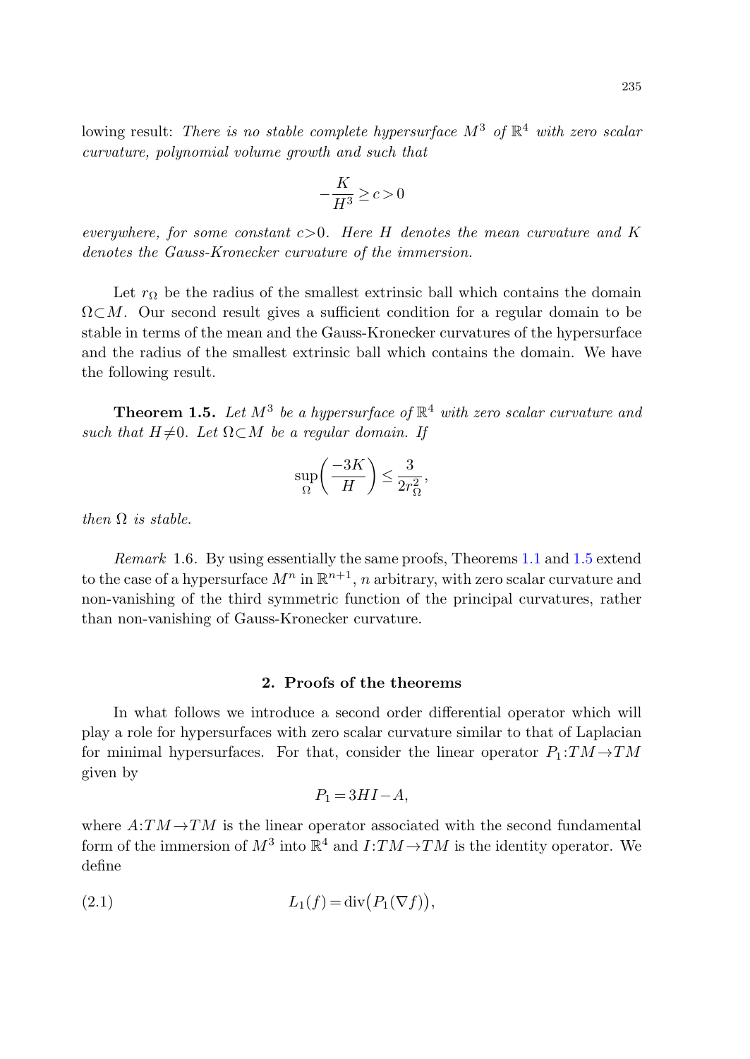lowing result: *There is no stable complete hypersurface $M^3$ of $\mathbb{R}^4$ with zero scalar curvature, polynomial volume growth and such that*

$$-\frac{K}{H^3} \geq c > 0$$

*everywhere, for some constant $c>0$. Here $H$ denotes the mean curvature and $K$ denotes the Gauss-Kronecker curvature of the immersion.*

Let $r_\Omega$ be the radius of the smallest extrinsic ball which contains the domain $\Omega \subset M$. Our second result gives a sufficient condition for a regular domain to be stable in terms of the mean and the Gauss-Kronecker curvatures of the hypersurface and the radius of the smallest extrinsic ball which contains the domain. We have the following result.

**Theorem 1.5.** *Let $M^3$ be a hypersurface of $\mathbb{R}^4$ with zero scalar curvature and such that $H \neq 0$. Let $\Omega \subset M$ be a regular domain. If*

$$\sup_{\Omega}\left(\frac{-3K}{H}\right) \leq \frac{3}{2r_\Omega^2},$$

*then $\Omega$ is stable.*

*Remark* 1.6. By using essentially the same proofs, Theorems 1.1 and 1.5 extend to the case of a hypersurface $M^n$ in $\mathbb{R}^{n+1}$, $n$ arbitrary, with zero scalar curvature and non-vanishing of the third symmetric function of the principal curvatures, rather than non-vanishing of Gauss-Kronecker curvature.

## 2. Proofs of the theorems

In what follows we introduce a second order differential operator which will play a role for hypersurfaces with zero scalar curvature similar to that of Laplacian for minimal hypersurfaces. For that, consider the linear operator $P_1: TM \to TM$ given by

$$P_1 = 3HI - A,$$

where $A: TM \to TM$ is the linear operator associated with the second fundamental form of the immersion of $M^3$ into $\mathbb{R}^4$ and $I: TM \to TM$ is the identity operator. We define

$$L_1(f) = \operatorname{div}\big(P_1(\nabla f)\big), \tag{2.1}$$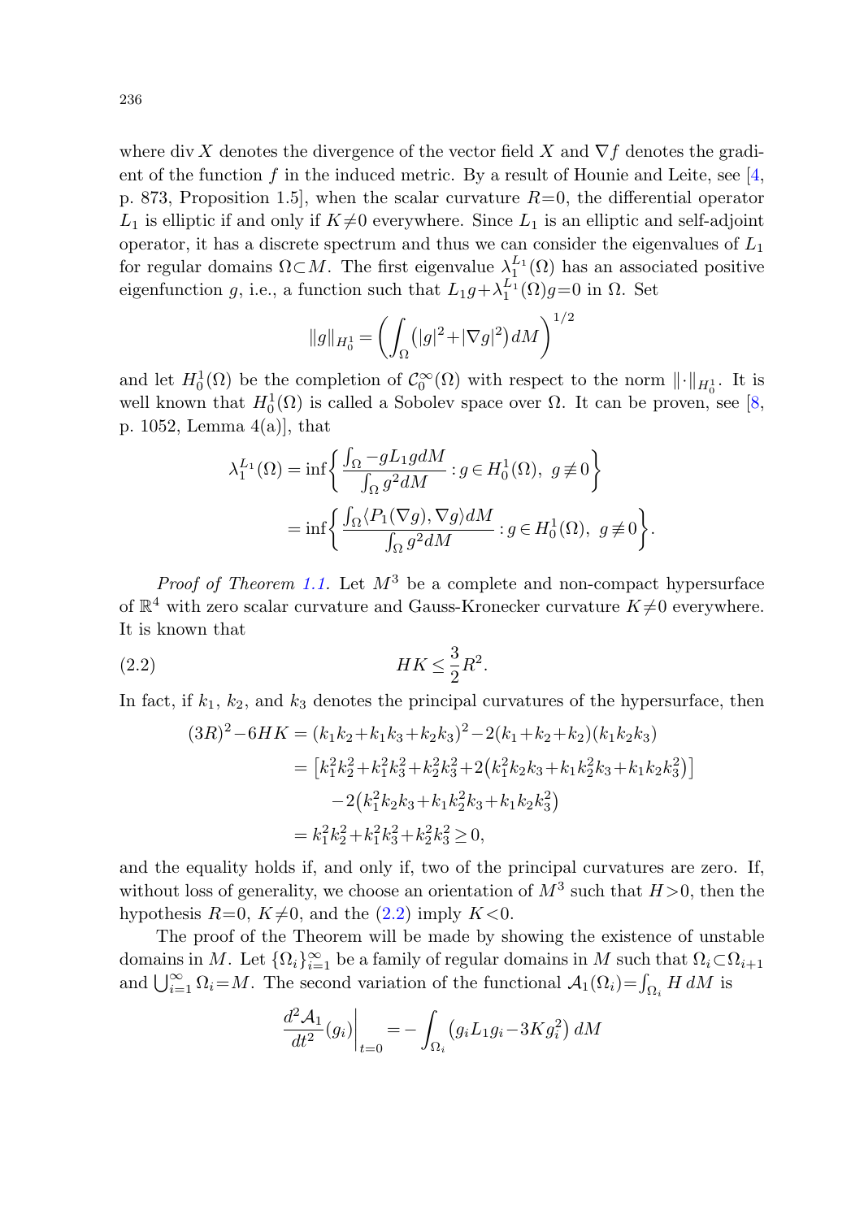where div $X$ denotes the divergence of the vector field $X$ and $\nabla f$ denotes the gradient of the function $f$ in the induced metric. By a result of Hounie and Leite, see [4, p. 873, Proposition 1.5], when the scalar curvature $R=0$, the differential operator $L_1$ is elliptic if and only if $K\neq 0$ everywhere. Since $L_1$ is an elliptic and self-adjoint operator, it has a discrete spectrum and thus we can consider the eigenvalues of $L_1$ for regular domains $\Omega\subset M$. The first eigenvalue $\lambda_1^{L_1}(\Omega)$ has an associated positive eigenfunction $g$, i.e., a function such that $L_1 g+\lambda_1^{L_1}(\Omega)g=0$ in $\Omega$. Set

$$\|g\|_{H_0^1}=\left(\int_\Omega \left(|g|^2+|\nabla g|^2\right)dM\right)^{1/2}$$

and let $H_0^1(\Omega)$ be the completion of $\mathcal{C}_0^\infty(\Omega)$ with respect to the norm $\|\cdot\|_{H_0^1}$. It is well known that $H_0^1(\Omega)$ is called a Sobolev space over $\Omega$. It can be proven, see [8, p. 1052, Lemma 4(a)], that

$$\begin{aligned}
\lambda_1^{L_1}(\Omega) &= \inf\left\{\frac{\int_\Omega -gL_1 g\,dM}{\int_\Omega g^2 dM} : g\in H_0^1(\Omega),\ g\not\equiv 0\right\}\\
&= \inf\left\{\frac{\int_\Omega \langle P_1(\nabla g),\nabla g\rangle dM}{\int_\Omega g^2 dM} : g\in H_0^1(\Omega),\ g\not\equiv 0\right\}.
\end{aligned}$$

*Proof of Theorem 1.1.* Let $M^3$ be a complete and non-compact hypersurface of $\mathbb{R}^4$ with zero scalar curvature and Gauss-Kronecker curvature $K\neq 0$ everywhere. It is known that

$$HK\leq \frac{3}{2}R^2. \tag{2.2}$$

In fact, if $k_1$, $k_2$, and $k_3$ denotes the principal curvatures of the hypersurface, then

$$\begin{aligned}
(3R)^2-6HK &= (k_1k_2+k_1k_3+k_2k_3)^2-2(k_1+k_2+k_2)(k_1k_2k_3)\\
&= \left[k_1^2k_2^2+k_1^2k_3^2+k_2^2k_3^2+2\left(k_1^2k_2k_3+k_1k_2^2k_3+k_1k_2k_3^2\right)\right]\\
&\quad -2\left(k_1^2k_2k_3+k_1k_2^2k_3+k_1k_2k_3^2\right)\\
&= k_1^2k_2^2+k_1^2k_3^2+k_2^2k_3^2\geq 0,
\end{aligned}$$

and the equality holds if, and only if, two of the principal curvatures are zero. If, without loss of generality, we choose an orientation of $M^3$ such that $H>0$, then the hypothesis $R=0$, $K\neq 0$, and the (2.2) imply $K<0$.

The proof of the Theorem will be made by showing the existence of unstable domains in $M$. Let $\{\Omega_i\}_{i=1}^\infty$ be a family of regular domains in $M$ such that $\Omega_i\subset\Omega_{i+1}$ and $\bigcup_{i=1}^\infty \Omega_i=M$. The second variation of the functional $\mathcal{A}_1(\Omega_i)=\int_{\Omega_i} H\,dM$ is

$$\left.\frac{d^2\mathcal{A}_1}{dt^2}(g_i)\right|_{t=0}=-\int_{\Omega_i}\left(g_iL_1g_i-3Kg_i^2\right)dM$$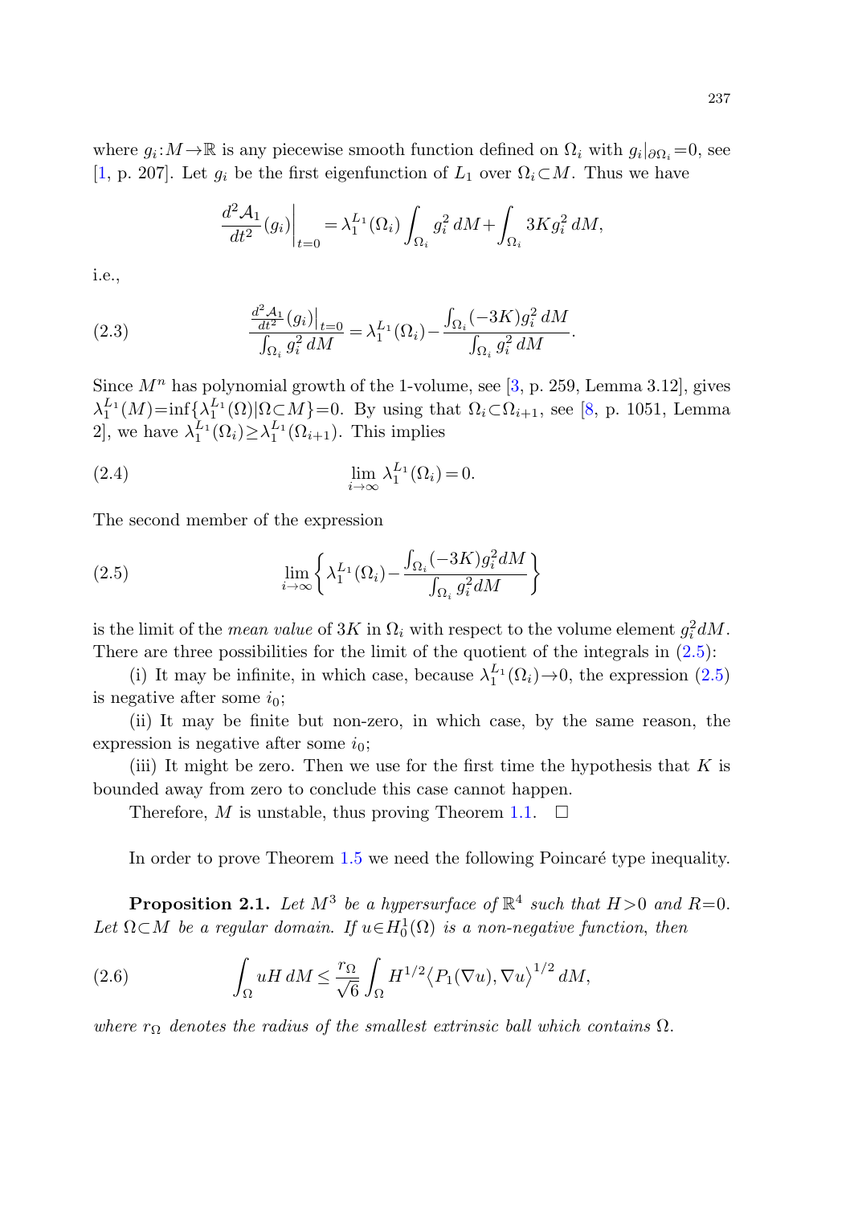where $g_i : M \to \mathbb{R}$ is any piecewise smooth function defined on $\Omega_i$ with $g_i|_{\partial\Omega_i} = 0$, see [1, p. 207]. Let $g_i$ be the first eigenfunction of $L_1$ over $\Omega_i \subset M$. Thus we have

$$\frac{d^2\mathcal{A}_1}{dt^2}(g_i)\bigg|_{t=0} = \lambda_1^{L_1}(\Omega_i)\int_{\Omega_i} g_i^2\, dM + \int_{\Omega_i} 3Kg_i^2\, dM,$$

i.e.,

$$\frac{\frac{d^2\mathcal{A}_1}{dt^2}(g_i)\big|_{t=0}}{\int_{\Omega_i} g_i^2\, dM} = \lambda_1^{L_1}(\Omega_i) - \frac{\int_{\Omega_i}(-3K)g_i^2\, dM}{\int_{\Omega_i} g_i^2\, dM}. \tag{2.3}$$

Since $M^n$ has polynomial growth of the 1-volume, see [3, p. 259, Lemma 3.12], gives $\lambda_1^{L_1}(M) = \inf\{\lambda_1^{L_1}(\Omega) | \Omega \subset M\} = 0$. By using that $\Omega_i \subset \Omega_{i+1}$, see [8, p. 1051, Lemma 2], we have $\lambda_1^{L_1}(\Omega_i) \geq \lambda_1^{L_1}(\Omega_{i+1})$. This implies

$$\lim_{i\to\infty} \lambda_1^{L_1}(\Omega_i) = 0. \tag{2.4}$$

The second member of the expression

$$\lim_{i\to\infty}\left\{\lambda_1^{L_1}(\Omega_i) - \frac{\int_{\Omega_i}(-3K)g_i^2 dM}{\int_{\Omega_i} g_i^2 dM}\right\} \tag{2.5}$$

is the limit of the *mean value* of $3K$ in $\Omega_i$ with respect to the volume element $g_i^2 dM$. There are three possibilities for the limit of the quotient of the integrals in (2.5):

(i) It may be infinite, in which case, because $\lambda_1^{L_1}(\Omega_i) \to 0$, the expression (2.5) is negative after some $i_0$;

(ii) It may be finite but non-zero, in which case, by the same reason, the expression is negative after some $i_0$;

(iii) It might be zero. Then we use for the first time the hypothesis that $K$ is bounded away from zero to conclude this case cannot happen.

Therefore, $M$ is unstable, thus proving Theorem 1.1. $\square$

In order to prove Theorem 1.5 we need the following Poincaré type inequality.

**Proposition 2.1.** *Let $M^3$ be a hypersurface of $\mathbb{R}^4$ such that $H>0$ and $R=0$. Let $\Omega \subset M$ be a regular domain. If $u \in H_0^1(\Omega)$ is a non-negative function, then*

$$\int_\Omega uH\, dM \leq \frac{r_\Omega}{\sqrt{6}}\int_\Omega H^{1/2}\big\langle P_1(\nabla u), \nabla u\big\rangle^{1/2}\, dM, \tag{2.6}$$

*where $r_\Omega$ denotes the radius of the smallest extrinsic ball which contains $\Omega$.*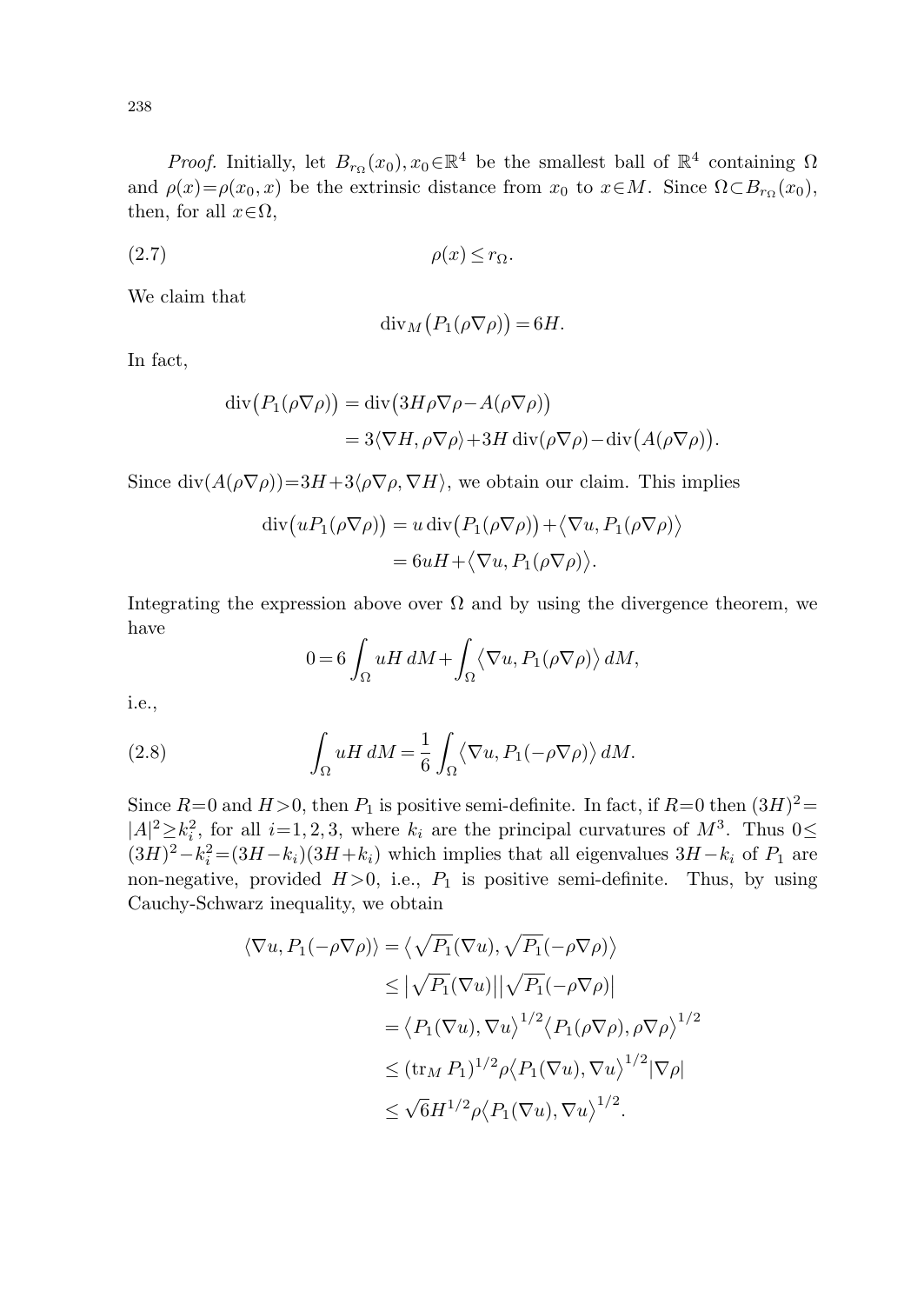*Proof.* Initially, let $B_{r_\Omega}(x_0), x_0 \in \mathbb{R}^4$ be the smallest ball of $\mathbb{R}^4$ containing $\Omega$ and $\rho(x) = \rho(x_0, x)$ be the extrinsic distance from $x_0$ to $x \in M$. Since $\Omega \subset B_{r_\Omega}(x_0)$, then, for all $x \in \Omega$,

$$\rho(x) \leq r_\Omega. \tag{2.7}$$

We claim that

$$\operatorname{div}_M\big(P_1(\rho \nabla \rho)\big) = 6H.$$

In fact,

$$\begin{aligned}
\operatorname{div}\big(P_1(\rho\nabla\rho)\big) &= \operatorname{div}\big(3H\rho\nabla\rho - A(\rho\nabla\rho)\big) \\
&= 3\langle \nabla H, \rho\nabla\rho\rangle + 3H\operatorname{div}(\rho\nabla\rho) - \operatorname{div}\big(A(\rho\nabla\rho)\big).
\end{aligned}$$

Since $\operatorname{div}(A(\rho\nabla\rho)) = 3H + 3\langle \rho\nabla\rho, \nabla H\rangle$, we obtain our claim. This implies

$$\begin{aligned}
\operatorname{div}\big(uP_1(\rho\nabla\rho)\big) &= u\operatorname{div}\big(P_1(\rho\nabla\rho)\big) + \big\langle \nabla u, P_1(\rho\nabla\rho)\big\rangle \\
&= 6uH + \big\langle \nabla u, P_1(\rho\nabla\rho)\big\rangle.
\end{aligned}$$

Integrating the expression above over $\Omega$ and by using the divergence theorem, we have

$$0 = 6\int_\Omega uH\, dM + \int_\Omega \big\langle \nabla u, P_1(\rho\nabla\rho)\big\rangle\, dM,$$

i.e.,

$$\int_\Omega uH\, dM = \frac{1}{6}\int_\Omega \big\langle \nabla u, P_1(-\rho\nabla\rho)\big\rangle\, dM. \tag{2.8}$$

Since $R=0$ and $H>0$, then $P_1$ is positive semi-definite. In fact, if $R=0$ then $(3H)^2 = |A|^2 \geq k_i^2$, for all $i=1,2,3$, where $k_i$ are the principal curvatures of $M^3$. Thus $0 \leq (3H)^2 - k_i^2 = (3H-k_i)(3H+k_i)$ which implies that all eigenvalues $3H-k_i$ of $P_1$ are non-negative, provided $H>0$, i.e., $P_1$ is positive semi-definite. Thus, by using Cauchy-Schwarz inequality, we obtain

$$\begin{aligned}
\langle \nabla u, P_1(-\rho\nabla\rho)\rangle &= \big\langle \sqrt{P_1}(\nabla u), \sqrt{P_1}(-\rho\nabla\rho)\big\rangle \\
&\leq \big|\sqrt{P_1}(\nabla u)\big|\big|\sqrt{P_1}(-\rho\nabla\rho)\big| \\
&= \big\langle P_1(\nabla u), \nabla u\big\rangle^{1/2}\big\langle P_1(\rho\nabla\rho), \rho\nabla\rho\big\rangle^{1/2} \\
&\leq (\operatorname{tr}_M P_1)^{1/2}\rho\big\langle P_1(\nabla u), \nabla u\big\rangle^{1/2}|\nabla\rho| \\
&\leq \sqrt{6}H^{1/2}\rho\big\langle P_1(\nabla u), \nabla u\big\rangle^{1/2}.
\end{aligned}$$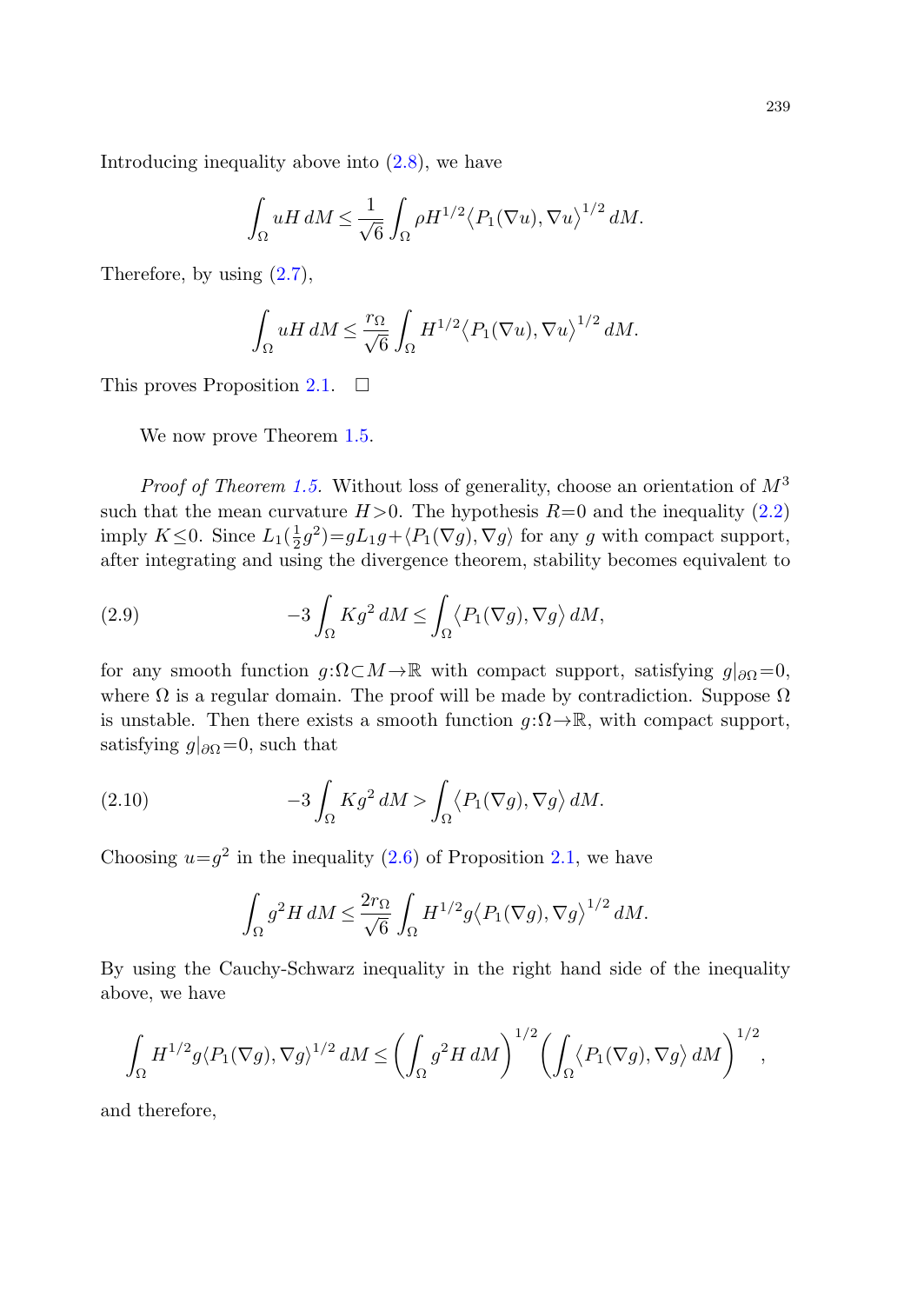Introducing inequality above into (2.8), we have

$$\int_\Omega uH\,dM \le \frac{1}{\sqrt{6}}\int_\Omega \rho H^{1/2}\big\langle P_1(\nabla u),\nabla u\big\rangle^{1/2}\,dM.$$

Therefore, by using (2.7),

$$\int_\Omega uH\,dM \le \frac{r_\Omega}{\sqrt{6}}\int_\Omega H^{1/2}\big\langle P_1(\nabla u),\nabla u\big\rangle^{1/2}\,dM.$$

This proves Proposition 2.1. $\square$

We now prove Theorem 1.5.

*Proof of Theorem 1.5.* Without loss of generality, choose an orientation of $M^3$ such that the mean curvature $H>0$. The hypothesis $R=0$ and the inequality (2.2) imply $K\le 0$. Since $L_1(\frac{1}{2}g^2)=gL_1g+\langle P_1(\nabla g),\nabla g\rangle$ for any $g$ with compact support, after integrating and using the divergence theorem, stability becomes equivalent to

$$-3\int_\Omega Kg^2\,dM \le \int_\Omega \big\langle P_1(\nabla g),\nabla g\big\rangle\,dM, \tag{2.9}$$

for any smooth function $g:\Omega\subset M\to\mathbb{R}$ with compact support, satisfying $g|_{\partial\Omega}=0$, where $\Omega$ is a regular domain. The proof will be made by contradiction. Suppose $\Omega$ is unstable. Then there exists a smooth function $g:\Omega\to\mathbb{R}$, with compact support, satisfying $g|_{\partial\Omega}=0$, such that

$$-3\int_\Omega Kg^2\,dM > \int_\Omega \big\langle P_1(\nabla g),\nabla g\big\rangle\,dM. \tag{2.10}$$

Choosing $u=g^2$ in the inequality (2.6) of Proposition 2.1, we have

$$\int_\Omega g^2H\,dM \le \frac{2r_\Omega}{\sqrt{6}}\int_\Omega H^{1/2}g\big\langle P_1(\nabla g),\nabla g\big\rangle^{1/2}\,dM.$$

By using the Cauchy-Schwarz inequality in the right hand side of the inequality above, we have

$$\int_\Omega H^{1/2}g\langle P_1(\nabla g),\nabla g\rangle^{1/2}\,dM \le \left(\int_\Omega g^2H\,dM\right)^{1/2}\left(\int_\Omega \big\langle P_1(\nabla g),\nabla g\big\rangle\,dM\right)^{1/2},$$

and therefore,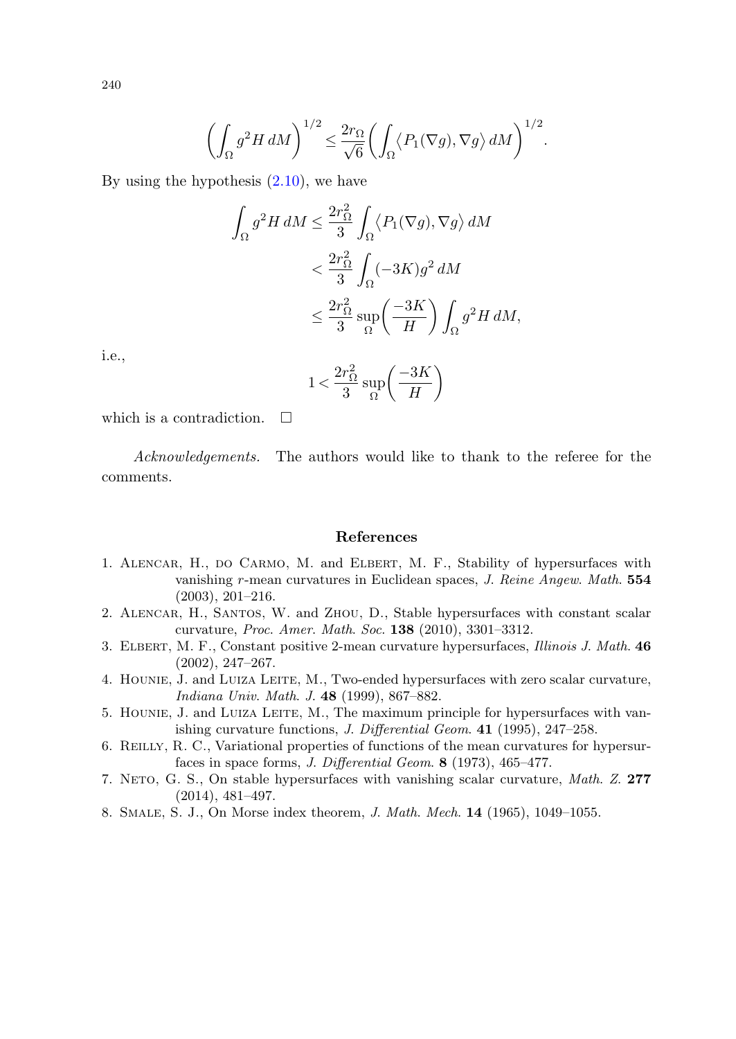$$\left(\int_\Omega g^2 H\, dM\right)^{1/2} \leq \frac{2r_\Omega}{\sqrt{6}}\left(\int_\Omega \big\langle P_1(\nabla g), \nabla g\big\rangle\, dM\right)^{1/2}.$$

By using the hypothesis (2.10), we have

$$\begin{aligned}
\int_\Omega g^2 H\, dM &\leq \frac{2r_\Omega^2}{3}\int_\Omega \big\langle P_1(\nabla g), \nabla g\big\rangle\, dM \\
&< \frac{2r_\Omega^2}{3}\int_\Omega (-3K) g^2\, dM \\
&\leq \frac{2r_\Omega^2}{3}\sup_\Omega\left(\frac{-3K}{H}\right)\int_\Omega g^2 H\, dM,
\end{aligned}$$

i.e.,

$$1 < \frac{2r_\Omega^2}{3}\sup_\Omega\left(\frac{-3K}{H}\right)$$

which is a contradiction. $\square$

*Acknowledgements.* The authors would like to thank to the referee for the comments.

## References

1. Alencar, H., do Carmo, M. and Elbert, M. F., Stability of hypersurfaces with vanishing $r$-mean curvatures in Euclidean spaces, *J. Reine Angew. Math.* **554** (2003), 201–216.
2. Alencar, H., Santos, W. and Zhou, D., Stable hypersurfaces with constant scalar curvature, *Proc. Amer. Math. Soc.* **138** (2010), 3301–3312.
3. Elbert, M. F., Constant positive 2-mean curvature hypersurfaces, *Illinois J. Math.* **46** (2002), 247–267.
4. Hounie, J. and Luiza Leite, M., Two-ended hypersurfaces with zero scalar curvature, *Indiana Univ. Math. J.* **48** (1999), 867–882.
5. Hounie, J. and Luiza Leite, M., The maximum principle for hypersurfaces with vanishing curvature functions, *J. Differential Geom.* **41** (1995), 247–258.
6. Reilly, R. C., Variational properties of functions of the mean curvatures for hypersurfaces in space forms, *J. Differential Geom.* **8** (1973), 465–477.
7. Neto, G. S., On stable hypersurfaces with vanishing scalar curvature, *Math. Z.* **277** (2014), 481–497.
8. Smale, S. J., On Morse index theorem, *J. Math. Mech.* **14** (1965), 1049–1055.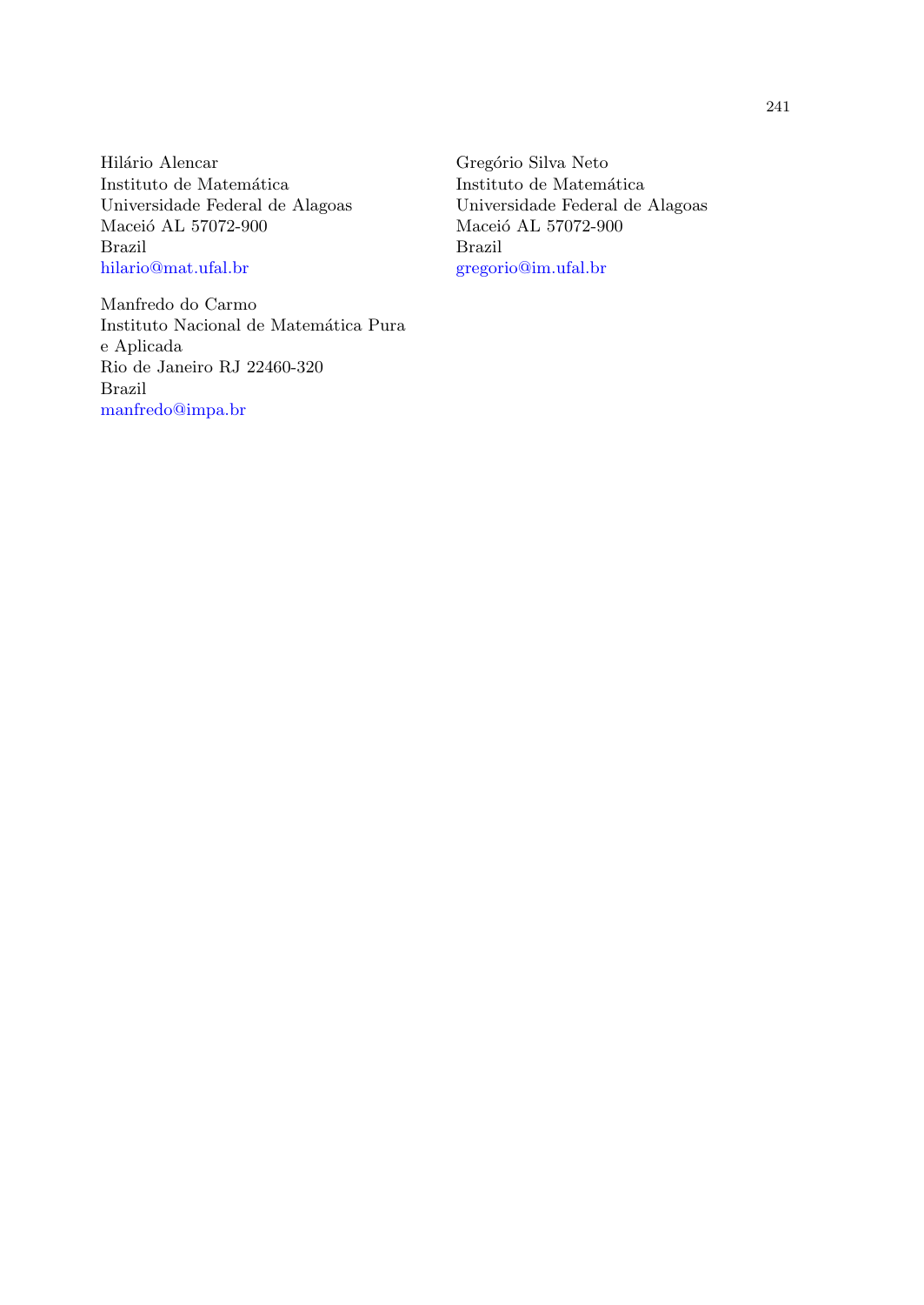Hilário Alencar
Instituto de Matemática
Universidade Federal de Alagoas
Maceió AL 57072-900
Brazil
hilario@mat.ufal.br

Manfredo do Carmo
Instituto Nacional de Matemática Pura
e Aplicada
Rio de Janeiro RJ 22460-320
Brazil
manfredo@impa.br

Gregório Silva Neto
Instituto de Matemática
Universidade Federal de Alagoas
Maceió AL 57072-900
Brazil
gregorio@im.ufal.br